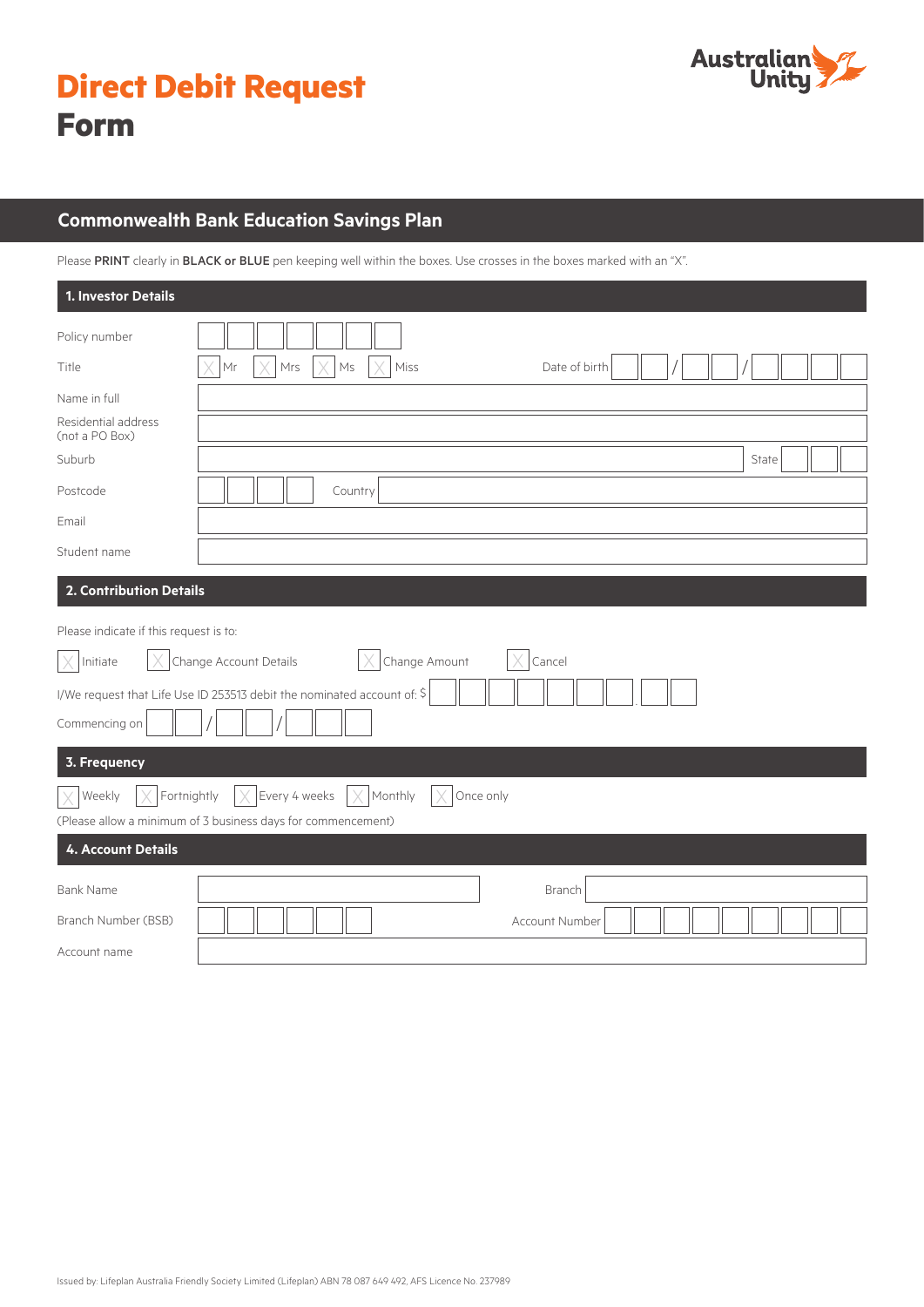# Direct Debit Request Form

Australian Unity

## Commonwealth Bank Education Savings Plan

Please **PRINT** clearly in **BLACK or BLUE** pen keeping well within the boxes. Use crosses in the boxes marked with an "X".

### 1. Investor Details

Policy number

Title ☐ Mr ☐ Mrs ☐ Ms ☐ Miss Date of birth __ __ / __ __ / __ __ __ __

Name in full

Residential address (not a PO Box)

Suburb State

Postcode Country

Email

Student name

### 2. Contribution Details

Please indicate if this request is to:

☐ Initiate ☐ Change Account Details ☐ Change Amount ☐ Cancel

I/We request that Life Use ID 253513 debit the nominated account of: $

Commencing on __ __ / __ __ / __ __ __ __

### 3. Frequency

☐ Weekly ☐ Fortnightly ☐ Every 4 weeks ☐ Monthly ☐ Once only

(Please allow a minimum of 3 business days for commencement)

### 4. Account Details

Bank Name Branch

Branch Number (BSB) Account Number

Account name

Issued by: Lifeplan Australia Friendly Society Limited (Lifeplan) ABN 78 087 649 492, AFS Licence No. 237989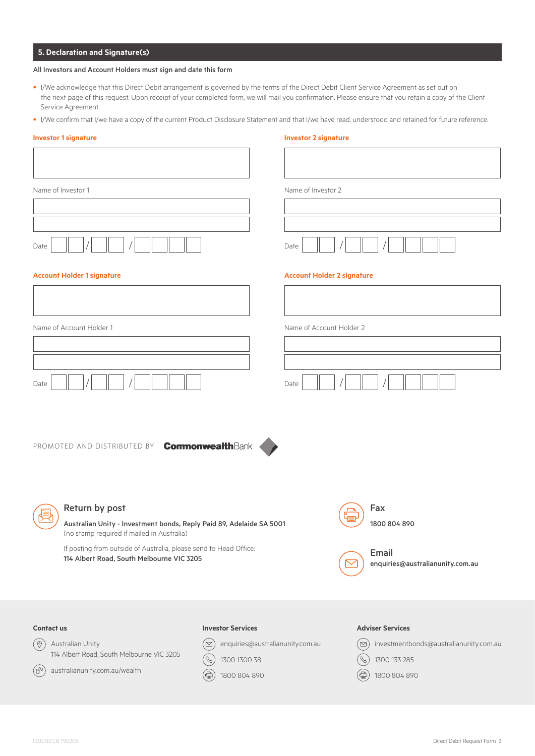## 5. Declaration and Signature(s)

**All Investors and Account Holders must sign and date this form**

- I/We acknowledge that this Direct Debit arrangement is governed by the terms of the Direct Debit Client Service Agreement as set out on the next page of this request. Upon receipt of your completed form, we will mail you confirmation. Please ensure that you retain a copy of the Client Service Agreement.
- I/We confirm that I/we have a copy of the current Product Disclosure Statement and that I/we have read, understood and retained for future reference.

**Investor 1 signature**

Name of Investor 1

Date __ __ / __ __ / __ __ __ __

**Investor 2 signature**

Name of Investor 2

Date __ __ / __ __ / __ __ __ __

**Account Holder 1 signature**

Name of Account Holder 1

Date __ __ / __ __ / __ __ __ __

**Account Holder 2 signature**

Name of Account Holder 2

Date __ __ / __ __ / __ __ __ __

PROMOTED AND DISTRIBUTED BY CommonwealthBank

### Return by post

**Australian Unity - Investment bonds, Reply Paid 89, Adelaide SA 5001**
(no stamp required if mailed in Australia)

If posting from outside of Australia, please send to Head Office:
**114 Albert Road, South Melbourne VIC 3205**

### Fax

**1800 804 890**

### Email

**enquiries@australianunity.com.au**

**Contact us**

Australian Unity
114 Albert Road, South Melbourne VIC 3205

australianunity.com.au/wealth

**Investor Services**

enquiries@australianunity.com.au

1300 1300 38

1800 804 890

**Adviser Services**

investmentbonds@australianunity.com.au

1300 133 285

1800 804 890

IB0003 CB 190206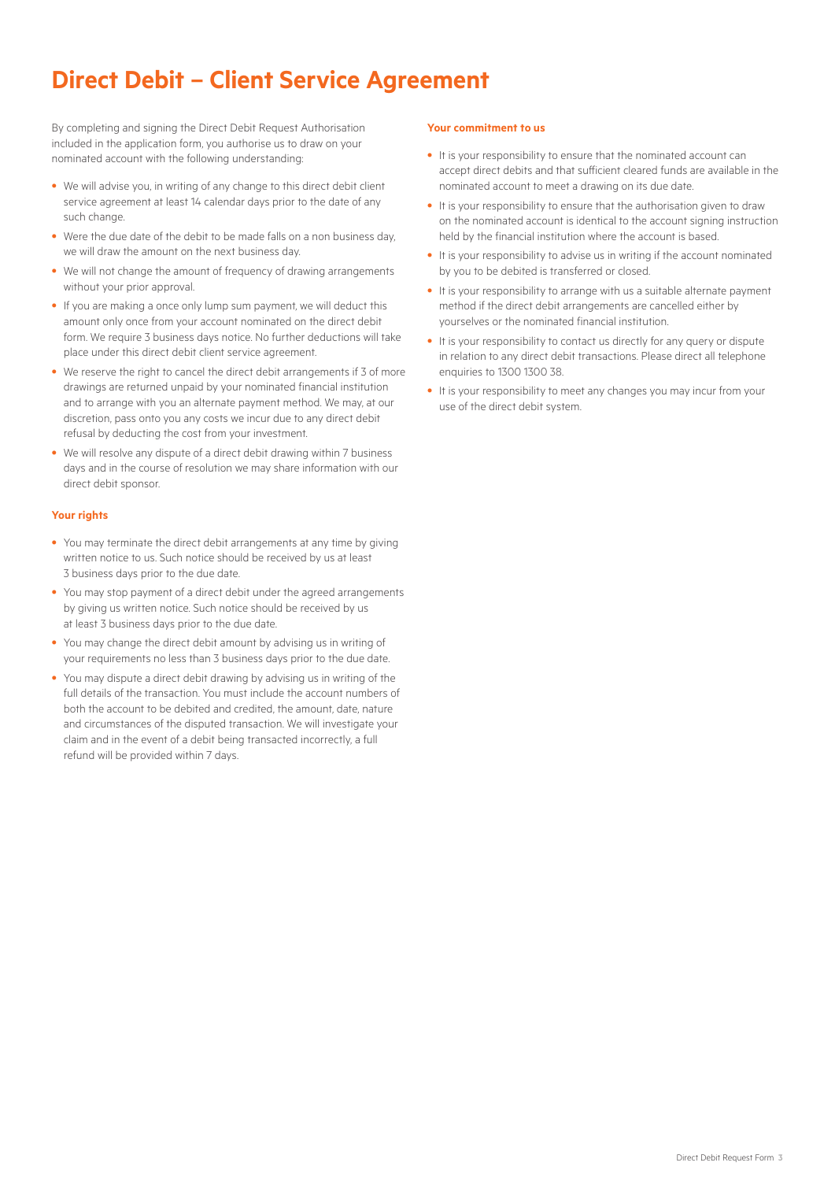# Direct Debit – Client Service Agreement

By completing and signing the Direct Debit Request Authorisation included in the application form, you authorise us to draw on your nominated account with the following understanding:

- We will advise you, in writing of any change to this direct debit client service agreement at least 14 calendar days prior to the date of any such change.
- Were the due date of the debit to be made falls on a non business day, we will draw the amount on the next business day.
- We will not change the amount of frequency of drawing arrangements without your prior approval.
- If you are making a once only lump sum payment, we will deduct this amount only once from your account nominated on the direct debit form. We require 3 business days notice. No further deductions will take place under this direct debit client service agreement.
- We reserve the right to cancel the direct debit arrangements if 3 of more drawings are returned unpaid by your nominated financial institution and to arrange with you an alternate payment method. We may, at our discretion, pass onto you any costs we incur due to any direct debit refusal by deducting the cost from your investment.
- We will resolve any dispute of a direct debit drawing within 7 business days and in the course of resolution we may share information with our direct debit sponsor.

### Your rights

- You may terminate the direct debit arrangements at any time by giving written notice to us. Such notice should be received by us at least 3 business days prior to the due date.
- You may stop payment of a direct debit under the agreed arrangements by giving us written notice. Such notice should be received by us at least 3 business days prior to the due date.
- You may change the direct debit amount by advising us in writing of your requirements no less than 3 business days prior to the due date.
- You may dispute a direct debit drawing by advising us in writing of the full details of the transaction. You must include the account numbers of both the account to be debited and credited, the amount, date, nature and circumstances of the disputed transaction. We will investigate your claim and in the event of a debit being transacted incorrectly, a full refund will be provided within 7 days.

### Your commitment to us

- It is your responsibility to ensure that the nominated account can accept direct debits and that sufficient cleared funds are available in the nominated account to meet a drawing on its due date.
- It is your responsibility to ensure that the authorisation given to draw on the nominated account is identical to the account signing instruction held by the financial institution where the account is based.
- It is your responsibility to advise us in writing if the account nominated by you to be debited is transferred or closed.
- It is your responsibility to arrange with us a suitable alternate payment method if the direct debit arrangements are cancelled either by yourselves or the nominated financial institution.
- It is your responsibility to contact us directly for any query or dispute in relation to any direct debit transactions. Please direct all telephone enquiries to 1300 1300 38.
- It is your responsibility to meet any changes you may incur from your use of the direct debit system.